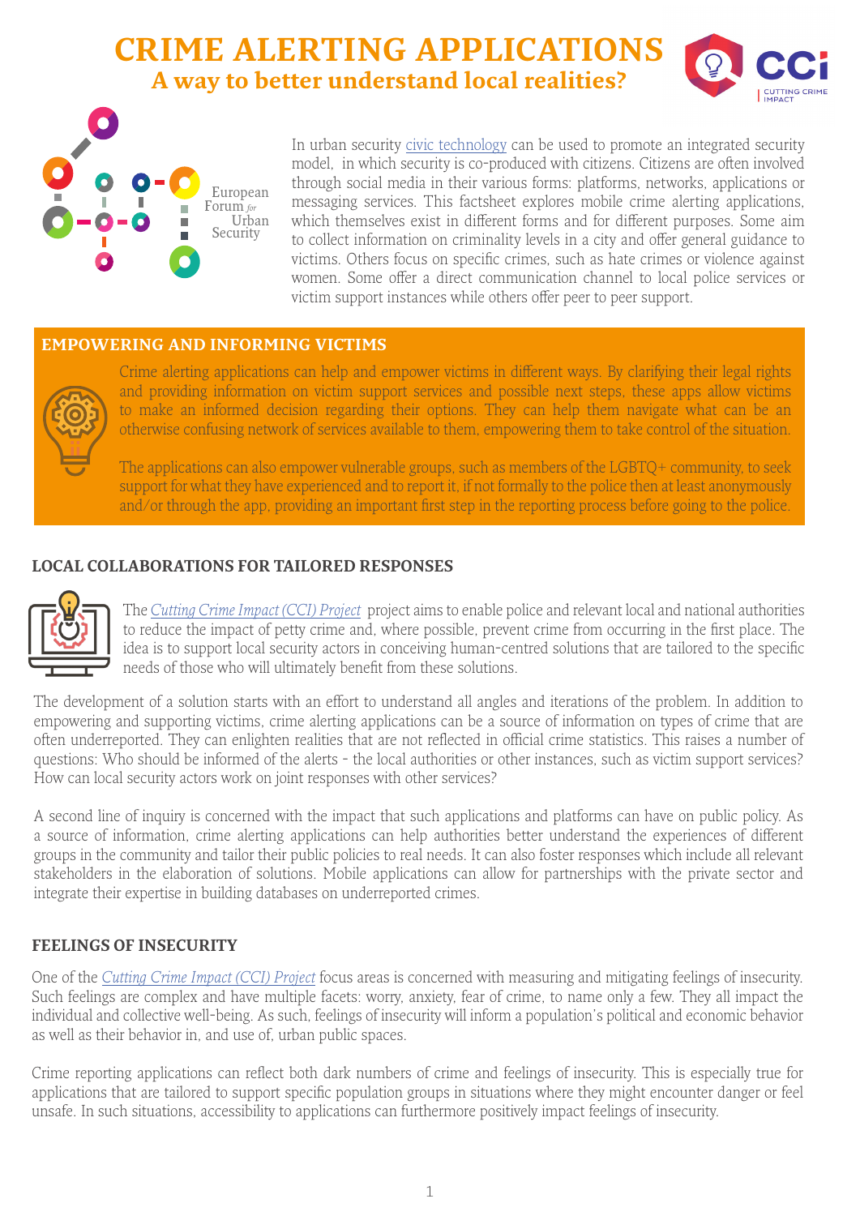# CRIME ALERTING APPLICATIONS

## A way to better understand local realities?

European Forum *for* Urban Security

In urban security civic technology can be used to promote an integrated security model, in which security is co-produced with citizens. Citizens are often involved through social media in their various forms: platforms, networks, applications or messaging services. This factsheet explores mobile crime alerting applications, which themselves exist in different forms and for different purposes. Some aim to collect information on criminality levels in a city and offer general guidance to victims. Others focus on specific crimes, such as hate crimes or violence against women. Some offer a direct communication channel to local police services or victim support instances while others offer peer to peer support.

### EMPOWERING AND INFORMING VICTIMS

Crime alerting applications can help and empower victims in different ways. By clarifying their legal rights and providing information on victim support services and possible next steps, these apps allow victims to make an informed decision regarding their options. They can help them navigate what can be an otherwise confusing network of services available to them, empowering them to take control of the situation.

The applications can also empower vulnerable groups, such as members of the LGBTQ+ community, to seek support for what they have experienced and to report it, if not formally to the police then at least anonymously and/or through the app, providing an important first step in the reporting process before going to the police.

### LOCAL COLLABORATIONS FOR TAILORED RESPONSES

The *Cutting Crime Impact (CCI) Project* project aims to enable police and relevant local and national authorities to reduce the impact of petty crime and, where possible, prevent crime from occurring in the first place. The idea is to support local security actors in conceiving human-centred solutions that are tailored to the specific needs of those who will ultimately benefit from these solutions.

The development of a solution starts with an effort to understand all angles and iterations of the problem. In addition to empowering and supporting victims, crime alerting applications can be a source of information on types of crime that are often underreported. They can enlighten realities that are not reflected in official crime statistics. This raises a number of questions: Who should be informed of the alerts - the local authorities or other instances, such as victim support services? How can local security actors work on joint responses with other services?

A second line of inquiry is concerned with the impact that such applications and platforms can have on public policy. As a source of information, crime alerting applications can help authorities better understand the experiences of different groups in the community and tailor their public policies to real needs. It can also foster responses which include all relevant stakeholders in the elaboration of solutions. Mobile applications can allow for partnerships with the private sector and integrate their expertise in building databases on underreported crimes.

### FEELINGS OF INSECURITY

One of the *Cutting Crime Impact (CCI) Project* focus areas is concerned with measuring and mitigating feelings of insecurity. Such feelings are complex and have multiple facets: worry, anxiety, fear of crime, to name only a few. They all impact the individual and collective well-being. As such, feelings of insecurity will inform a population's political and economic behavior as well as their behavior in, and use of, urban public spaces.

Crime reporting applications can reflect both dark numbers of crime and feelings of insecurity. This is especially true for applications that are tailored to support specific population groups in situations where they might encounter danger or feel unsafe. In such situations, accessibility to applications can furthermore positively impact feelings of insecurity.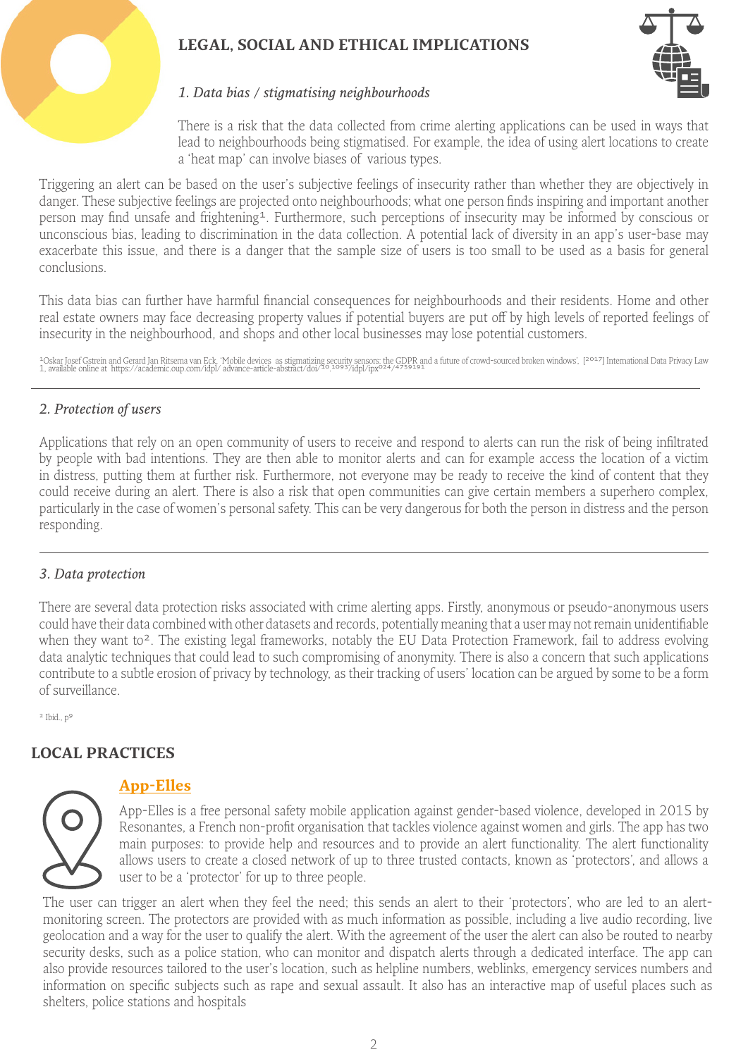## LEGAL, SOCIAL AND ETHICAL IMPLICATIONS

### *1. Data bias / stigmatising neighbourhoods*

There is a risk that the data collected from crime alerting applications can be used in ways that lead to neighbourhoods being stigmatised. For example, the idea of using alert locations to create a 'heat map' can involve biases of various types.

Triggering an alert can be based on the user's subjective feelings of insecurity rather than whether they are objectively in danger. These subjective feelings are projected onto neighbourhoods; what one person finds inspiring and important another person may find unsafe and frightening[1]. Furthermore, such perceptions of insecurity may be informed by conscious or unconscious bias, leading to discrimination in the data collection. A potential lack of diversity in an app's user-base may exacerbate this issue, and there is a danger that the sample size of users is too small to be used as a basis for general conclusions.

This data bias can further have harmful financial consequences for neighbourhoods and their residents. Home and other real estate owners may face decreasing property values if potential buyers are put off by high levels of reported feelings of insecurity in the neighbourhood, and shops and other local businesses may lose potential customers.

[1]Oskar Josef Gstrein and Gerard Jan Ritsema van Eck, 'Mobile devices as stigmatizing security sensors: the GDPR and a future of crowd-sourced broken windows', [2017] International Data Privacy Law 1, available online at https://academic.oup.com/idpl/ advance-article-abstract/doi/10.1093/idpl/ipx024/4759191

---

### *2. Protection of users*

Applications that rely on an open community of users to receive and respond to alerts can run the risk of being infiltrated by people with bad intentions. They are then able to monitor alerts and can for example access the location of a victim in distress, putting them at further risk. Furthermore, not everyone may be ready to receive the kind of content that they could receive during an alert. There is also a risk that open communities can give certain members a superhero complex, particularly in the case of women's personal safety. This can be very dangerous for both the person in distress and the person responding.

---

### *3. Data protection*

There are several data protection risks associated with crime alerting apps. Firstly, anonymous or pseudo-anonymous users could have their data combined with other datasets and records, potentially meaning that a user may not remain unidentifiable when they want to[2]. The existing legal frameworks, notably the EU Data Protection Framework, fail to address evolving data analytic techniques that could lead to such compromising of anonymity. There is also a concern that such applications contribute to a subtle erosion of privacy by technology, as their tracking of users' location can be argued by some to be a form of surveillance.

[2] Ibid., p9

## LOCAL PRACTICES

### App-Elles

App-Elles is a free personal safety mobile application against gender-based violence, developed in 2015 by Resonantes, a French non-profit organisation that tackles violence against women and girls. The app has two main purposes: to provide help and resources and to provide an alert functionality. The alert functionality allows users to create a closed network of up to three trusted contacts, known as 'protectors', and allows a user to be a 'protector' for up to three people.

The user can trigger an alert when they feel the need; this sends an alert to their 'protectors', who are led to an alert-monitoring screen. The protectors are provided with as much information as possible, including a live audio recording, live geolocation and a way for the user to qualify the alert. With the agreement of the user the alert can also be routed to nearby security desks, such as a police station, who can monitor and dispatch alerts through a dedicated interface. The app can also provide resources tailored to the user's location, such as helpline numbers, weblinks, emergency services numbers and information on specific subjects such as rape and sexual assault. It also has an interactive map of useful places such as shelters, police stations and hospitals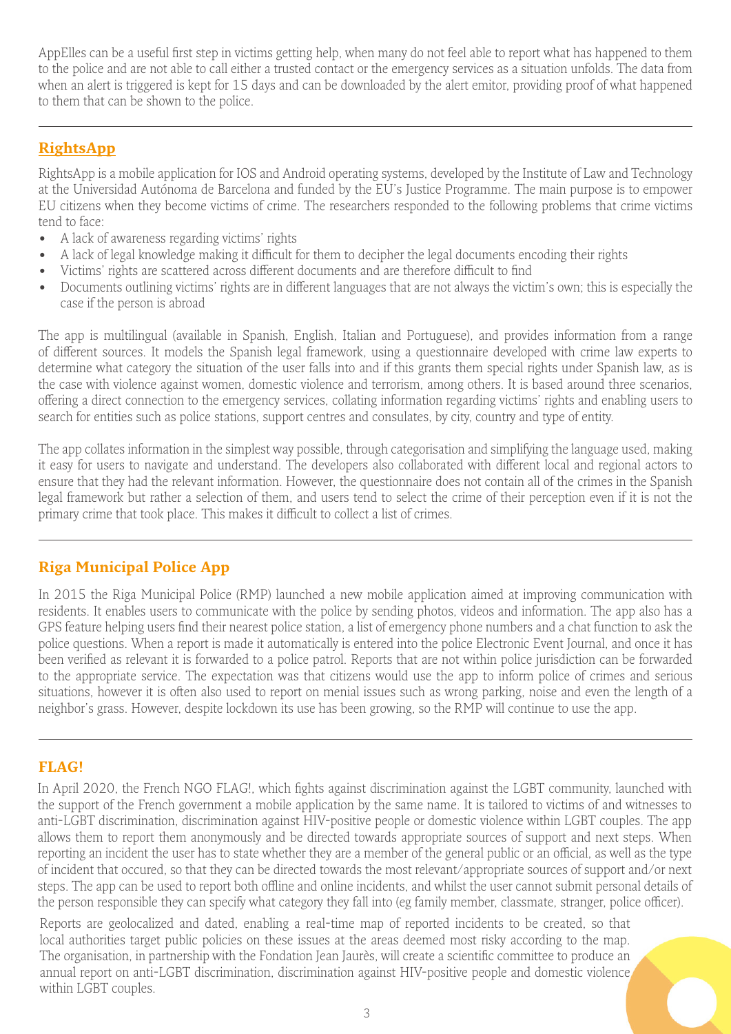AppElles can be a useful first step in victims getting help, when many do not feel able to report what has happened to them to the police and are not able to call either a trusted contact or the emergency services as a situation unfolds. The data from when an alert is triggered is kept for 15 days and can be downloaded by the alert emitor, providing proof of what happened to them that can be shown to the police.

## RightsApp

RightsApp is a mobile application for IOS and Android operating systems, developed by the Institute of Law and Technology at the Universidad Autónoma de Barcelona and funded by the EU's Justice Programme. The main purpose is to empower EU citizens when they become victims of crime. The researchers responded to the following problems that crime victims tend to face:

- A lack of awareness regarding victims' rights
- A lack of legal knowledge making it difficult for them to decipher the legal documents encoding their rights
- Victims' rights are scattered across different documents and are therefore difficult to find
- Documents outlining victims' rights are in different languages that are not always the victim's own; this is especially the case if the person is abroad

The app is multilingual (available in Spanish, English, Italian and Portuguese), and provides information from a range of different sources. It models the Spanish legal framework, using a questionnaire developed with crime law experts to determine what category the situation of the user falls into and if this grants them special rights under Spanish law, as is the case with violence against women, domestic violence and terrorism, among others. It is based around three scenarios, offering a direct connection to the emergency services, collating information regarding victims' rights and enabling users to search for entities such as police stations, support centres and consulates, by city, country and type of entity.

The app collates information in the simplest way possible, through categorisation and simplifying the language used, making it easy for users to navigate and understand. The developers also collaborated with different local and regional actors to ensure that they had the relevant information. However, the questionnaire does not contain all of the crimes in the Spanish legal framework but rather a selection of them, and users tend to select the crime of their perception even if it is not the primary crime that took place. This makes it difficult to collect a list of crimes.

## Riga Municipal Police App

In 2015 the Riga Municipal Police (RMP) launched a new mobile application aimed at improving communication with residents. It enables users to communicate with the police by sending photos, videos and information. The app also has a GPS feature helping users find their nearest police station, a list of emergency phone numbers and a chat function to ask the police questions. When a report is made it automatically is entered into the police Electronic Event Journal, and once it has been verified as relevant it is forwarded to a police patrol. Reports that are not within police jurisdiction can be forwarded to the appropriate service. The expectation was that citizens would use the app to inform police of crimes and serious situations, however it is often also used to report on menial issues such as wrong parking, noise and even the length of a neighbor's grass. However, despite lockdown its use has been growing, so the RMP will continue to use the app.

## FLAG!

In April 2020, the French NGO FLAG!, which fights against discrimination against the LGBT community, launched with the support of the French government a mobile application by the same name. It is tailored to victims of and witnesses to anti-LGBT discrimination, discrimination against HIV-positive people or domestic violence within LGBT couples. The app allows them to report them anonymously and be directed towards appropriate sources of support and next steps. When reporting an incident the user has to state whether they are a member of the general public or an official, as well as the type of incident that occured, so that they can be directed towards the most relevant/appropriate sources of support and/or next steps. The app can be used to report both offline and online incidents, and whilst the user cannot submit personal details of the person responsible they can specify what category they fall into (eg family member, classmate, stranger, police officer).

Reports are geolocalized and dated, enabling a real-time map of reported incidents to be created, so that local authorities target public policies on these issues at the areas deemed most risky according to the map. The organisation, in partnership with the Fondation Jean Jaurès, will create a scientific committee to produce an annual report on anti-LGBT discrimination, discrimination against HIV-positive people and domestic violence within LGBT couples.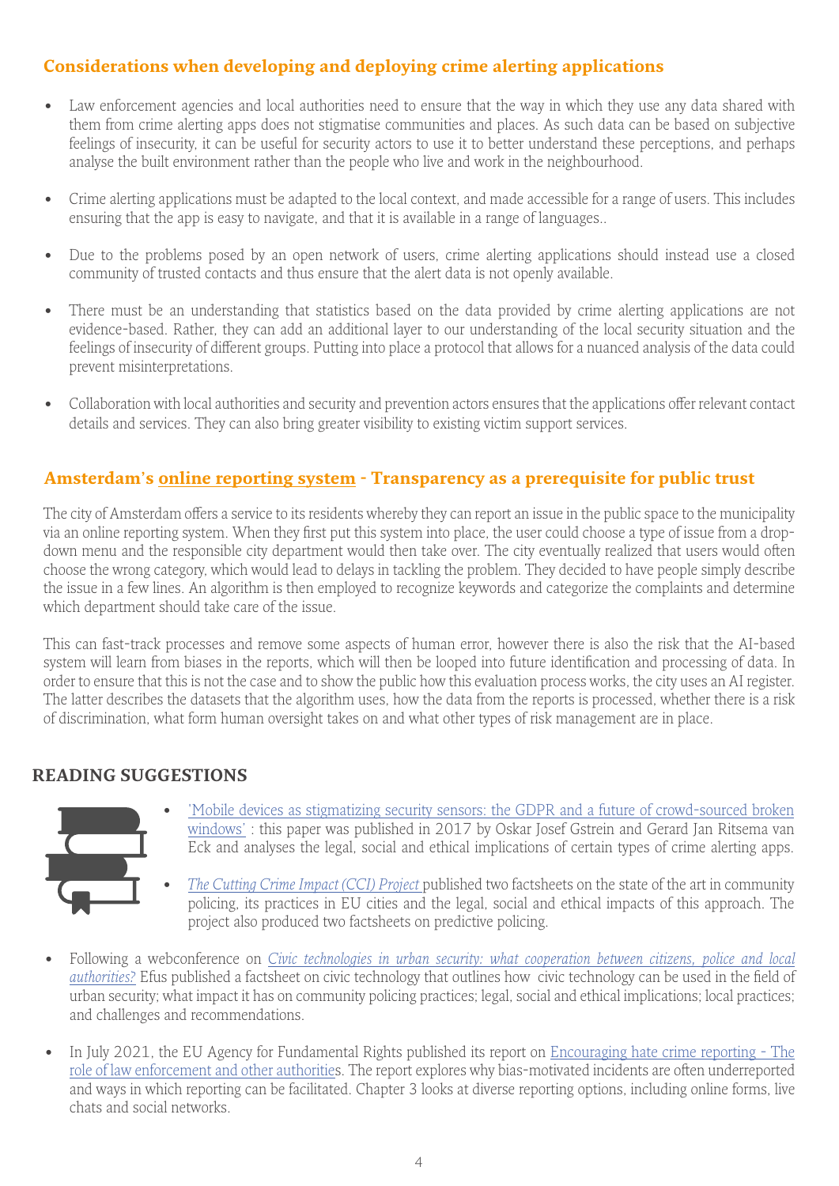## Considerations when developing and deploying crime alerting applications

- Law enforcement agencies and local authorities need to ensure that the way in which they use any data shared with them from crime alerting apps does not stigmatise communities and places. As such data can be based on subjective feelings of insecurity, it can be useful for security actors to use it to better understand these perceptions, and perhaps analyse the built environment rather than the people who live and work in the neighbourhood.

- Crime alerting applications must be adapted to the local context, and made accessible for a range of users. This includes ensuring that the app is easy to navigate, and that it is available in a range of languages..

- Due to the problems posed by an open network of users, crime alerting applications should instead use a closed community of trusted contacts and thus ensure that the alert data is not openly available.

- There must be an understanding that statistics based on the data provided by crime alerting applications are not evidence-based. Rather, they can add an additional layer to our understanding of the local security situation and the feelings of insecurity of different groups. Putting into place a protocol that allows for a nuanced analysis of the data could prevent misinterpretations.

- Collaboration with local authorities and security and prevention actors ensures that the applications offer relevant contact details and services. They can also bring greater visibility to existing victim support services.

## Amsterdam's online reporting system - Transparency as a prerequisite for public trust

The city of Amsterdam offers a service to its residents whereby they can report an issue in the public space to the municipality via an online reporting system. When they first put this system into place, the user could choose a type of issue from a drop-down menu and the responsible city department would then take over. The city eventually realized that users would often choose the wrong category, which would lead to delays in tackling the problem. They decided to have people simply describe the issue in a few lines. An algorithm is then employed to recognize keywords and categorize the complaints and determine which department should take care of the issue.

This can fast-track processes and remove some aspects of human error, however there is also the risk that the AI-based system will learn from biases in the reports, which will then be looped into future identification and processing of data. In order to ensure that this is not the case and to show the public how this evaluation process works, the city uses an AI register. The latter describes the datasets that the algorithm uses, how the data from the reports is processed, whether there is a risk of discrimination, what form human oversight takes on and what other types of risk management are in place.

## READING SUGGESTIONS

- 'Mobile devices as stigmatizing security sensors: the GDPR and a future of crowd-sourced broken windows' : this paper was published in 2017 by Oskar Josef Gstrein and Gerard Jan Ritsema van Eck and analyses the legal, social and ethical implications of certain types of crime alerting apps.

- *The Cutting Crime Impact (CCI) Project* published two factsheets on the state of the art in community policing, its practices in EU cities and the legal, social and ethical impacts of this approach. The project also produced two factsheets on predictive policing.

- Following a webconference on *Civic technologies in urban security: what cooperation between citizens, police and local authorities?* Efus published a factsheet on civic technology that outlines how civic technology can be used in the field of urban security; what impact it has on community policing practices; legal, social and ethical implications; local practices; and challenges and recommendations.

- In July 2021, the EU Agency for Fundamental Rights published its report on Encouraging hate crime reporting - The role of law enforcement and other authorities. The report explores why bias-motivated incidents are often underreported and ways in which reporting can be facilitated. Chapter 3 looks at diverse reporting options, including online forms, live chats and social networks.